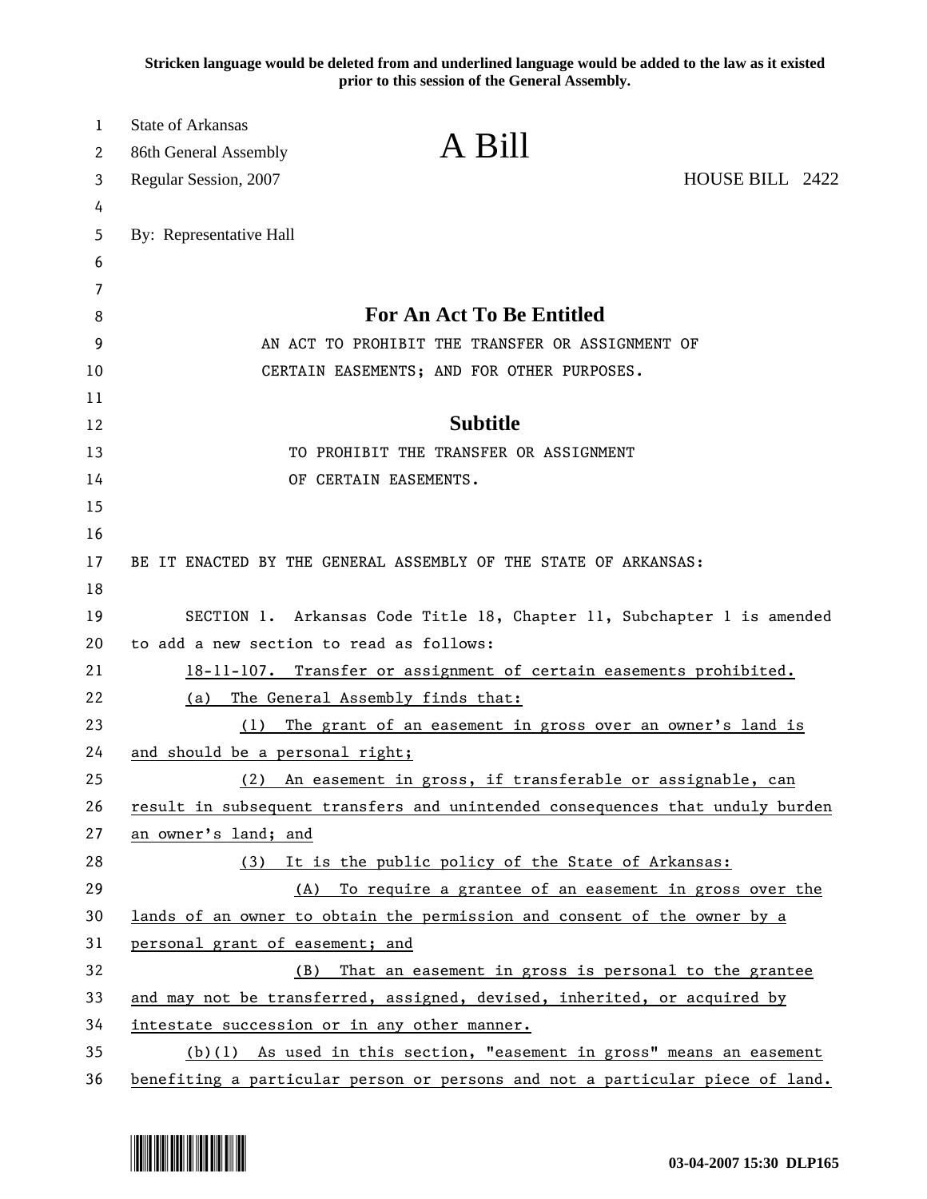**Stricken language would be deleted from and underlined language would be added to the law as it existed prior to this session of the General Assembly.**

State of Arkansas
86th General Assembly
Regular Session, 2007

# A Bill

HOUSE BILL 2422

By: Representative Hall

## For An Act To Be Entitled

AN ACT TO PROHIBIT THE TRANSFER OR ASSIGNMENT OF CERTAIN EASEMENTS; AND FOR OTHER PURPOSES.

## Subtitle

TO PROHIBIT THE TRANSFER OR ASSIGNMENT OF CERTAIN EASEMENTS.

BE IT ENACTED BY THE GENERAL ASSEMBLY OF THE STATE OF ARKANSAS:

SECTION 1. Arkansas Code Title 18, Chapter 11, Subchapter 1 is amended to add a new section to read as follows:

<u>18-11-107. Transfer or assignment of certain easements prohibited.</u>

<u>(a) The General Assembly finds that:</u>

<u>(1) The grant of an easement in gross over an owner's land is and should be a personal right;</u>

<u>(2) An easement in gross, if transferable or assignable, can result in subsequent transfers and unintended consequences that unduly burden an owner's land; and</u>

<u>(3) It is the public policy of the State of Arkansas:</u>

<u>(A) To require a grantee of an easement in gross over the lands of an owner to obtain the permission and consent of the owner by a personal grant of easement; and</u>

<u>(B) That an easement in gross is personal to the grantee and may not be transferred, assigned, devised, inherited, or acquired by intestate succession or in any other manner.</u>

<u>(b)(1) As used in this section, "easement in gross" means an easement benefiting a particular person or persons and not a particular piece of land.</u>

03-04-2007 15:30 DLP165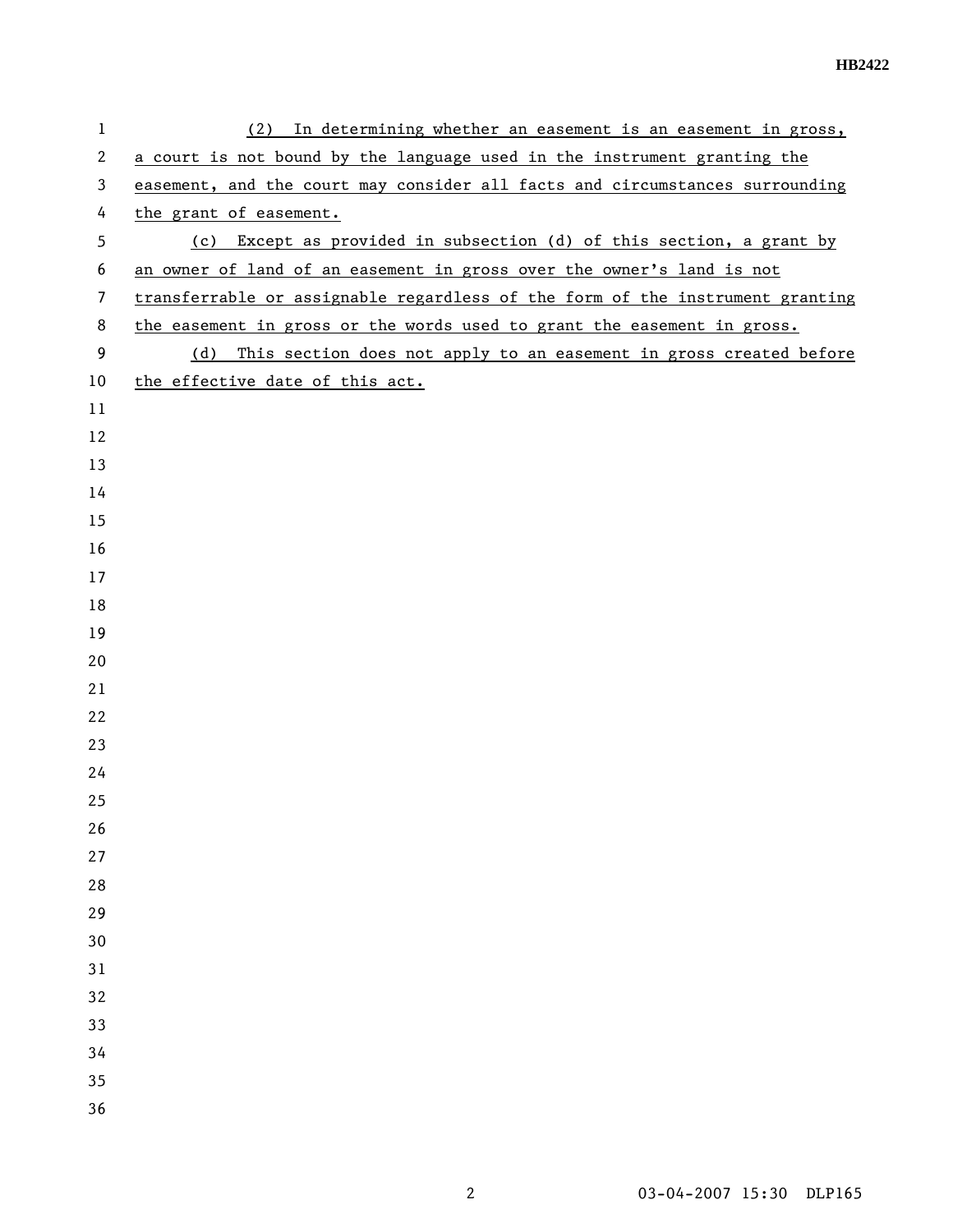(2) In determining whether an easement is an easement in gross, a court is not bound by the language used in the instrument granting the easement, and the court may consider all facts and circumstances surrounding the grant of easement.

(c) Except as provided in subsection (d) of this section, a grant by an owner of land of an easement in gross over the owner's land is not transferrable or assignable regardless of the form of the instrument granting the easement in gross or the words used to grant the easement in gross.

(d) This section does not apply to an easement in gross created before the effective date of this act.

03-04-2007 15:30 DLP165